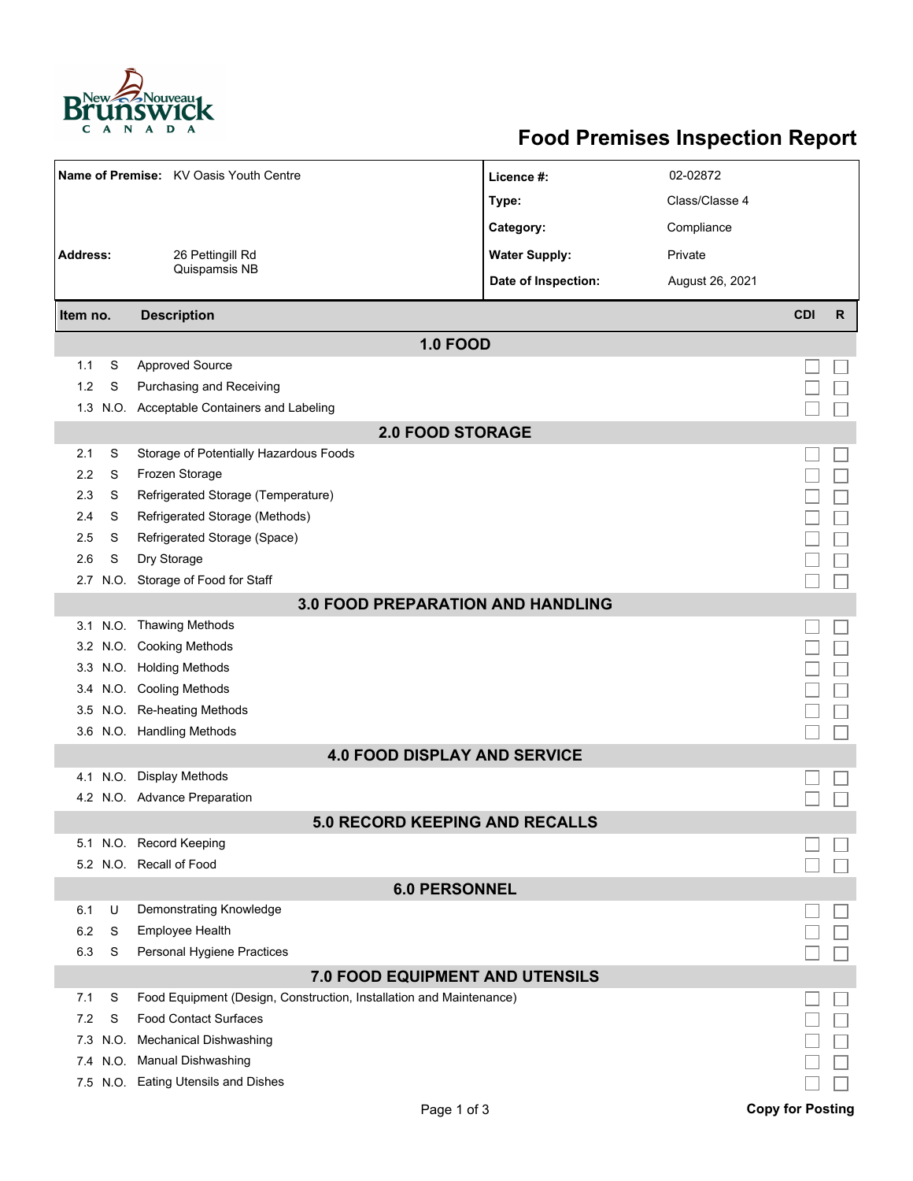# Food Premises Inspection Report

| | | | |
|---|---|---|---|
| **Name of Premise:** | KV Oasis Youth Centre | **Licence #:** | 02-02872 |
| | | **Type:** | Class/Classe 4 |
| | | **Category:** | Compliance |
| **Address:** | 26 Pettingill Rd Quispamsis NB | **Water Supply:** | Private |
| | | **Date of Inspection:** | August 26, 2021 |

| Item no. | | Description | CDI | R |
|---|---|---|---|---|
| | | **1.0 FOOD** | | |
| 1.1 | S | Approved Source | ☐ | ☐ |
| 1.2 | S | Purchasing and Receiving | ☐ | ☐ |
| 1.3 | N.O. | Acceptable Containers and Labeling | ☐ | ☐ |
| | | **2.0 FOOD STORAGE** | | |
| 2.1 | S | Storage of Potentially Hazardous Foods | ☐ | ☐ |
| 2.2 | S | Frozen Storage | ☐ | ☐ |
| 2.3 | S | Refrigerated Storage (Temperature) | ☐ | ☐ |
| 2.4 | S | Refrigerated Storage (Methods) | ☐ | ☐ |
| 2.5 | S | Refrigerated Storage (Space) | ☐ | ☐ |
| 2.6 | S | Dry Storage | ☐ | ☐ |
| 2.7 | N.O. | Storage of Food for Staff | ☐ | ☐ |
| | | **3.0 FOOD PREPARATION AND HANDLING** | | |
| 3.1 | N.O. | Thawing Methods | ☐ | ☐ |
| 3.2 | N.O. | Cooking Methods | ☐ | ☐ |
| 3.3 | N.O. | Holding Methods | ☐ | ☐ |
| 3.4 | N.O. | Cooling Methods | ☐ | ☐ |
| 3.5 | N.O. | Re-heating Methods | ☐ | ☐ |
| 3.6 | N.O. | Handling Methods | ☐ | ☐ |
| | | **4.0 FOOD DISPLAY AND SERVICE** | | |
| 4.1 | N.O. | Display Methods | ☐ | ☐ |
| 4.2 | N.O. | Advance Preparation | ☐ | ☐ |
| | | **5.0 RECORD KEEPING AND RECALLS** | | |
| 5.1 | N.O. | Record Keeping | ☐ | ☐ |
| 5.2 | N.O. | Recall of Food | ☐ | ☐ |
| | | **6.0 PERSONNEL** | | |
| 6.1 | U | Demonstrating Knowledge | ☐ | ☐ |
| 6.2 | S | Employee Health | ☐ | ☐ |
| 6.3 | S | Personal Hygiene Practices | ☐ | ☐ |
| | | **7.0 FOOD EQUIPMENT AND UTENSILS** | | |
| 7.1 | S | Food Equipment (Design, Construction, Installation and Maintenance) | ☐ | ☐ |
| 7.2 | S | Food Contact Surfaces | ☐ | ☐ |
| 7.3 | N.O. | Mechanical Dishwashing | ☐ | ☐ |
| 7.4 | N.O. | Manual Dishwashing | ☐ | ☐ |
| 7.5 | N.O. | Eating Utensils and Dishes | ☐ | ☐ |

**Copy for Posting**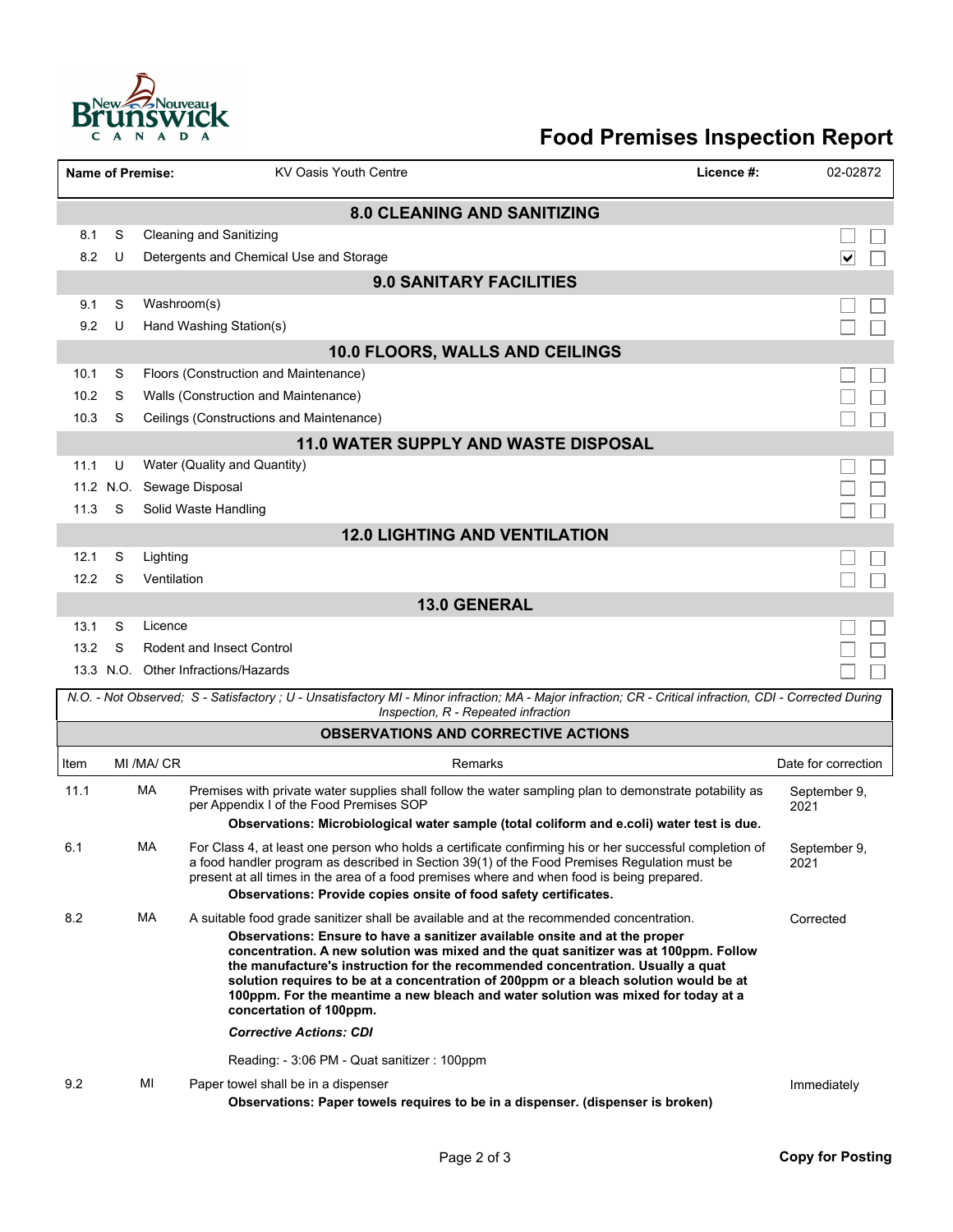# Food Premises Inspection Report

| Name of Premise: | KV Oasis Youth Centre | Licence #: | 02-02872 |
|---|---|---|---|

## 8.0 CLEANING AND SANITIZING

| | | | | |
|---|---|---|---|---|
| 8.1 | S | Cleaning and Sanitizing | ☐ | ☐ |
| 8.2 | U | Detergents and Chemical Use and Storage | ☑ | ☐ |

## 9.0 SANITARY FACILITIES

| | | | | |
|---|---|---|---|---|
| 9.1 | S | Washroom(s) | ☐ | ☐ |
| 9.2 | U | Hand Washing Station(s) | ☐ | ☐ |

## 10.0 FLOORS, WALLS AND CEILINGS

| | | | | |
|---|---|---|---|---|
| 10.1 | S | Floors (Construction and Maintenance) | ☐ | ☐ |
| 10.2 | S | Walls (Construction and Maintenance) | ☐ | ☐ |
| 10.3 | S | Ceilings (Constructions and Maintenance) | ☐ | ☐ |

## 11.0 WATER SUPPLY AND WASTE DISPOSAL

| | | | | |
|---|---|---|---|---|
| 11.1 | U | Water (Quality and Quantity) | ☐ | ☐ |
| 11.2 | N.O. | Sewage Disposal | ☐ | ☐ |
| 11.3 | S | Solid Waste Handling | ☐ | ☐ |

## 12.0 LIGHTING AND VENTILATION

| | | | | |
|---|---|---|---|---|
| 12.1 | S | Lighting | ☐ | ☐ |
| 12.2 | S | Ventilation | ☐ | ☐ |

## 13.0 GENERAL

| | | | | |
|---|---|---|---|---|
| 13.1 | S | Licence | ☐ | ☐ |
| 13.2 | S | Rodent and Insect Control | ☐ | ☐ |
| 13.3 | N.O. | Other Infractions/Hazards | ☐ | ☐ |

*N.O. - Not Observed; S - Satisfactory ; U - Unsatisfactory MI - Minor infraction; MA - Major infraction; CR - Critical infraction, CDI - Corrected During Inspection, R - Repeated infraction*

## OBSERVATIONS AND CORRECTIVE ACTIONS

| Item | MI /MA/ CR | Remarks | Date for correction |
|---|---|---|---|
| 11.1 | MA | Premises with private water supplies shall follow the water sampling plan to demonstrate potability as per Appendix I of the Food Premises SOP<br>**Observations: Microbiological water sample (total coliform and e.coli) water test is due.** | September 9, 2021 |
| 6.1 | MA | For Class 4, at least one person who holds a certificate confirming his or her successful completion of a food handler program as described in Section 39(1) of the Food Premises Regulation must be present at all times in the area of a food premises where and when food is being prepared.<br>**Observations: Provide copies onsite of food safety certificates.** | September 9, 2021 |
| 8.2 | MA | A suitable food grade sanitizer shall be available and at the recommended concentration.<br>**Observations: Ensure to have a sanitizer available onsite and at the proper concentration. A new solution was mixed and the quat sanitizer was at 100ppm. Follow the manufacture's instruction for the recommended concentration. Usually a quat solution requires to be at a concentration of 200ppm or a bleach solution would be at 100ppm. For the meantime a new bleach and water solution was mixed for today at a concetation of 100ppm.**<br>***Corrective Actions: CDI***<br>Reading: - 3:06 PM - Quat sanitizer : 100ppm | Corrected |
| 9.2 | MI | Paper towel shall be in a dispenser<br>**Observations: Paper towels requires to be in a dispenser. (dispenser is broken)** | Immediately |

**Copy for Posting**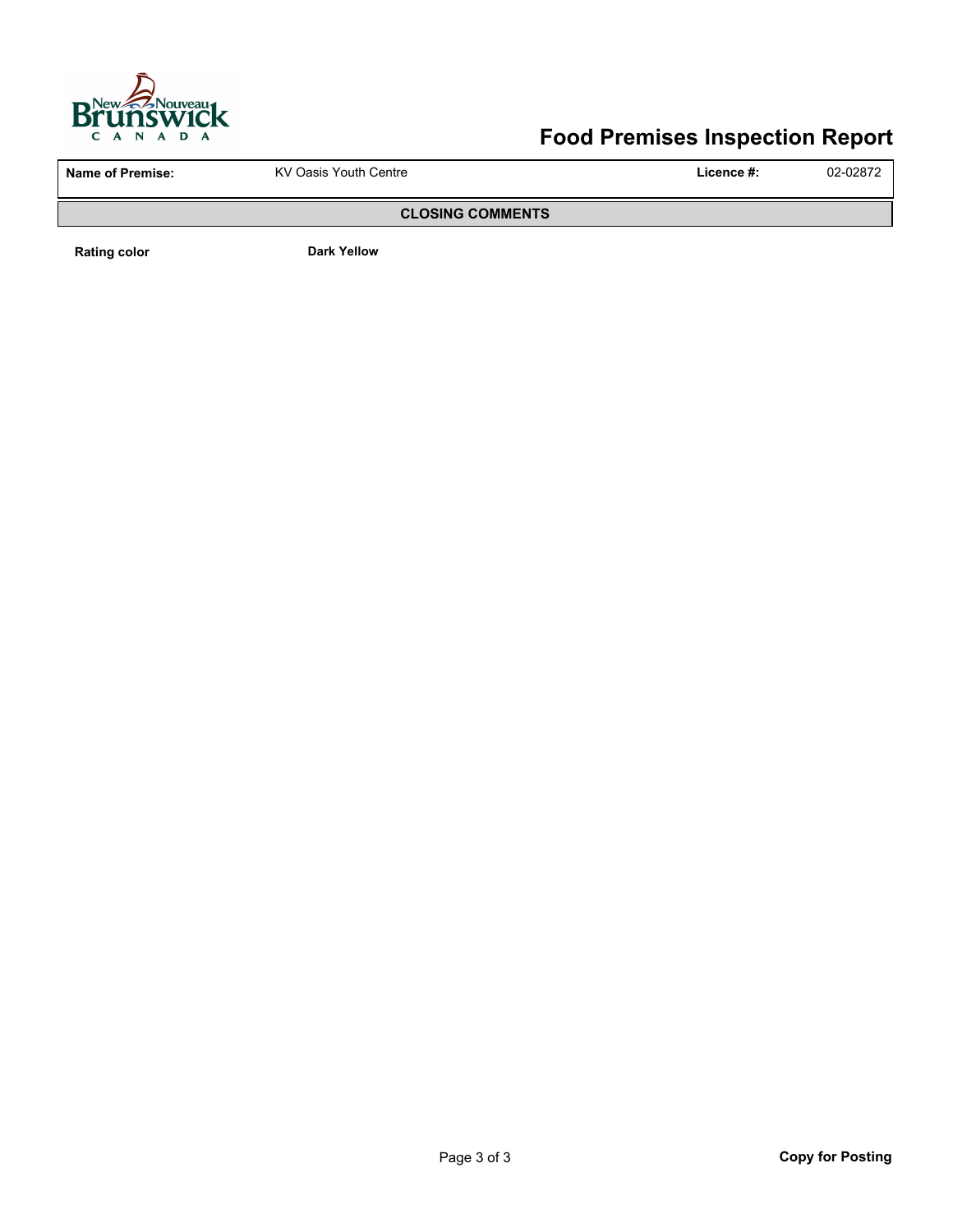# Food Premises Inspection Report

| | | | |
|---|---|---|---|
| **Name of Premise:** | KV Oasis Youth Centre | **Licence #:** | 02-02872 |

## CLOSING COMMENTS

**Rating color** **Dark Yellow**

**Copy for Posting**